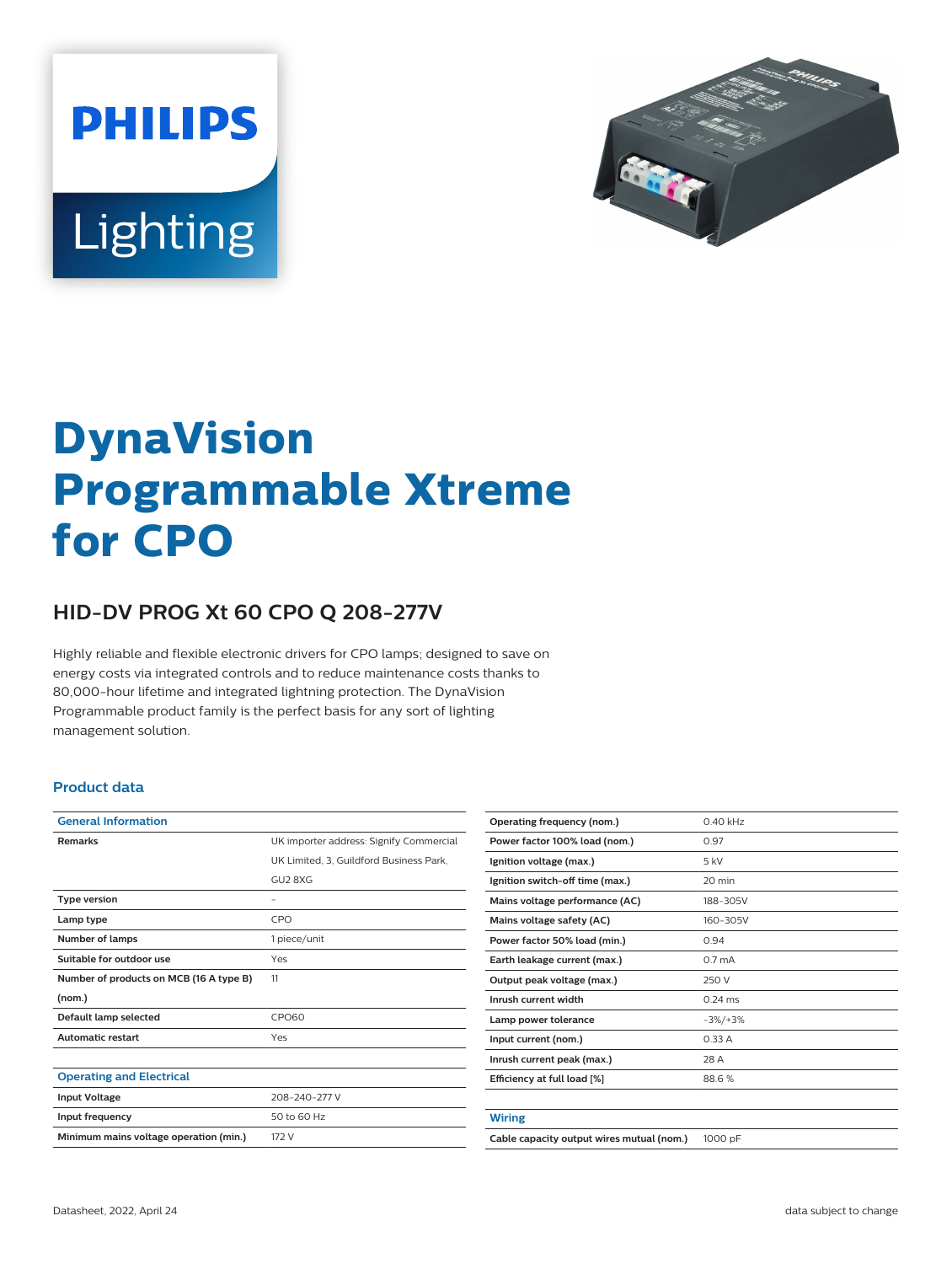# DynaVision Programmable Xtreme for CPO

## HID-DV PROG Xt 60 CPO Q 208-277V

Highly reliable and flexible electronic drivers for CPO lamps; designed to save on energy costs via integrated controls and to reduce maintenance costs thanks to 80,000-hour lifetime and integrated lightning protection. The DynaVision Programmable product family is the perfect basis for any sort of lighting management solution.

### Product data

| General Information | |
|---|---|
| **Remarks** | UK importer address: Signify Commercial UK Limited, 3, Guildford Business Park, GU2 8XG |
| **Type version** | - |
| **Lamp type** | CPO |
| **Number of lamps** | 1 piece/unit |
| **Suitable for outdoor use** | Yes |
| **Number of products on MCB (16 A type B) (nom.)** | 11 |
| **Default lamp selected** | CPO60 |
| **Automatic restart** | Yes |

| Operating and Electrical | |
|---|---|
| **Input Voltage** | 208-240-277 V |
| **Input frequency** | 50 to 60 Hz |
| **Minimum mains voltage operation (min.)** | 172 V |
| **Operating frequency (nom.)** | 0.40 kHz |
| **Power factor 100% load (nom.)** | 0.97 |
| **Ignition voltage (max.)** | 5 kV |
| **Ignition switch-off time (max.)** | 20 min |
| **Mains voltage performance (AC)** | 188-305V |
| **Mains voltage safety (AC)** | 160-305V |
| **Power factor 50% load (min.)** | 0.94 |
| **Earth leakage current (max.)** | 0.7 mA |
| **Output peak voltage (max.)** | 250 V |
| **Inrush current width** | 0.24 ms |
| **Lamp power tolerance** | -3%/+3% |
| **Input current (nom.)** | 0.33 A |
| **Inrush current peak (max.)** | 28 A |
| **Efficiency at full load [%]** | 88.6 % |

| Wiring | |
|---|---|
| **Cable capacity output wires mutual (nom.)** | 1000 pF |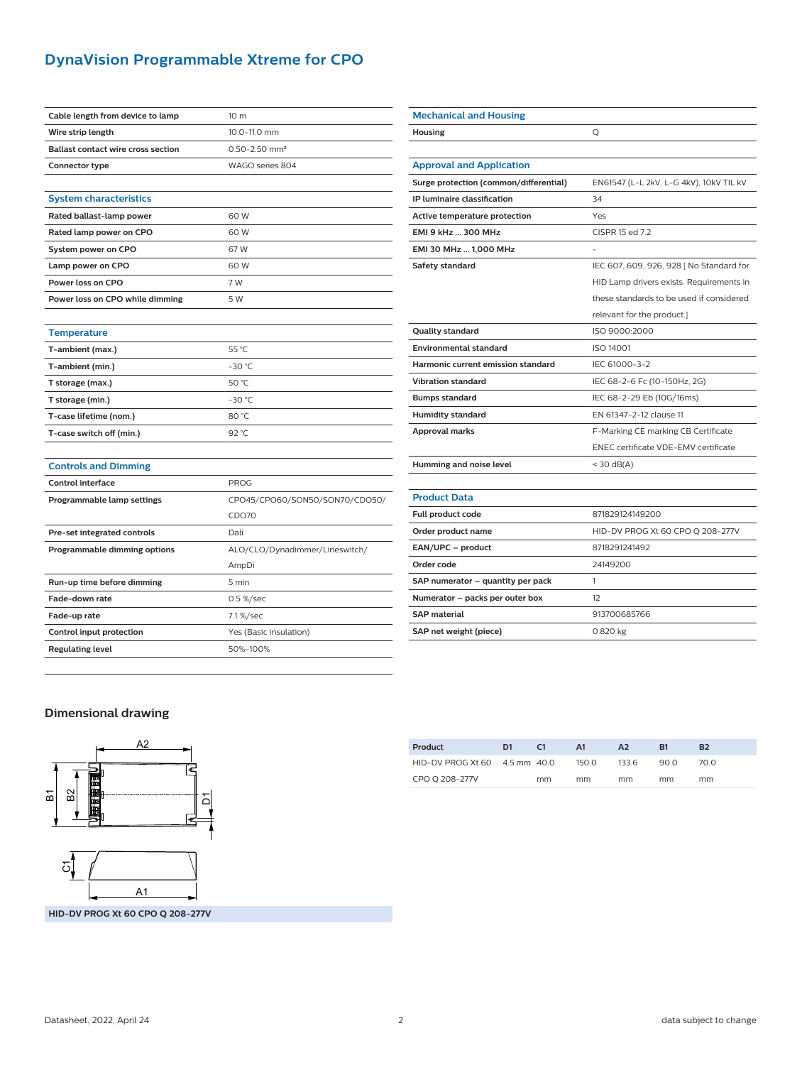# DynaVision Programmable Xtreme for CPO

| | |
|---|---|
| **Cable length from device to lamp** | 10 m |
| **Wire strip length** | 10.0-11.0 mm |
| **Ballast contact wire cross section** | 0.50-2.50 mm² |
| **Connector type** | WAGO series 804 |

## System characteristics

| | |
|---|---|
| **Rated ballast-lamp power** | 60 W |
| **Rated lamp power on CPO** | 60 W |
| **System power on CPO** | 67 W |
| **Lamp power on CPO** | 60 W |
| **Power loss on CPO** | 7 W |
| **Power loss on CPO while dimming** | 5 W |

## Temperature

| | |
|---|---|
| **T-ambient (max.)** | 55 °C |
| **T-ambient (min.)** | -30 °C |
| **T storage (max.)** | 50 °C |
| **T storage (min.)** | -30 °C |
| **T-case lifetime (nom.)** | 80 °C |
| **T-case switch off (min.)** | 92 °C |

## Controls and Dimming

| | |
|---|---|
| **Control interface** | PROG |
| **Programmable lamp settings** | CPO45/CPO60/SON50/SON70/CDO50/CDO70 |
| **Pre-set integrated controls** | Dali |
| **Programmable dimming options** | ALO/CLO/Dynadimmer/Lineswitch/AmpDi |
| **Run-up time before dimming** | 5 min |
| **Fade-down rate** | 0.5 %/sec |
| **Fade-up rate** | 7.1 %/sec |
| **Control input protection** | Yes (Basic insulation) |
| **Regulating level** | 50%-100% |

## Mechanical and Housing

| | |
|---|---|
| **Housing** | Q |

## Approval and Application

| | |
|---|---|
| **Surge protection (common/differential)** | EN61547 (L-L 2kV, L-G 4kV), 10kV TIL kV |
| **IP luminaire classification** | 34 |
| **Active temperature protection** | Yes |
| **EMI 9 kHz ... 300 MHz** | CISPR 15 ed 7.2 |
| **EMI 30 MHz ... 1,000 MHz** | - |
| **Safety standard** | IEC 607, 609, 926, 928 [ No Standard for HID Lamp drivers exists. Requirements in these standards to be used if considered relevant for the product.] |
| **Quality standard** | ISO 9000:2000 |
| **Environmental standard** | ISO 14001 |
| **Harmonic current emission standard** | IEC 61000-3-2 |
| **Vibration standard** | IEC 68-2-6 Fc (10-150Hz, 2G) |
| **Bumps standard** | IEC 68-2-29 Eb (10G/16ms) |
| **Humidity standard** | EN 61347-2-12 clause 11 |
| **Approval marks** | F-Marking CE marking CB Certificate ENEC certificate VDE-EMV certificate |
| **Humming and noise level** | < 30 dB(A) |

## Product Data

| | |
|---|---|
| **Full product code** | 871829124149200 |
| **Order product name** | HID-DV PROG Xt 60 CPO Q 208-277V |
| **EAN/UPC – product** | 8718291241492 |
| **Order code** | 24149200 |
| **SAP numerator – quantity per pack** | 1 |
| **Numerator – packs per outer box** | 12 |
| **SAP material** | 913700685766 |
| **SAP net weight (piece)** | 0.820 kg |

## Dimensional drawing

HID-DV PROG Xt 60 CPO Q 208-277V

| Product | D1 | C1 | A1 | A2 | B1 | B2 |
|---|---|---|---|---|---|---|
| HID-DV PROG Xt 60 CPO Q 208-277V | 4.5 mm | 40.0 mm | 150.0 mm | 133.6 mm | 90.0 mm | 70.0 mm |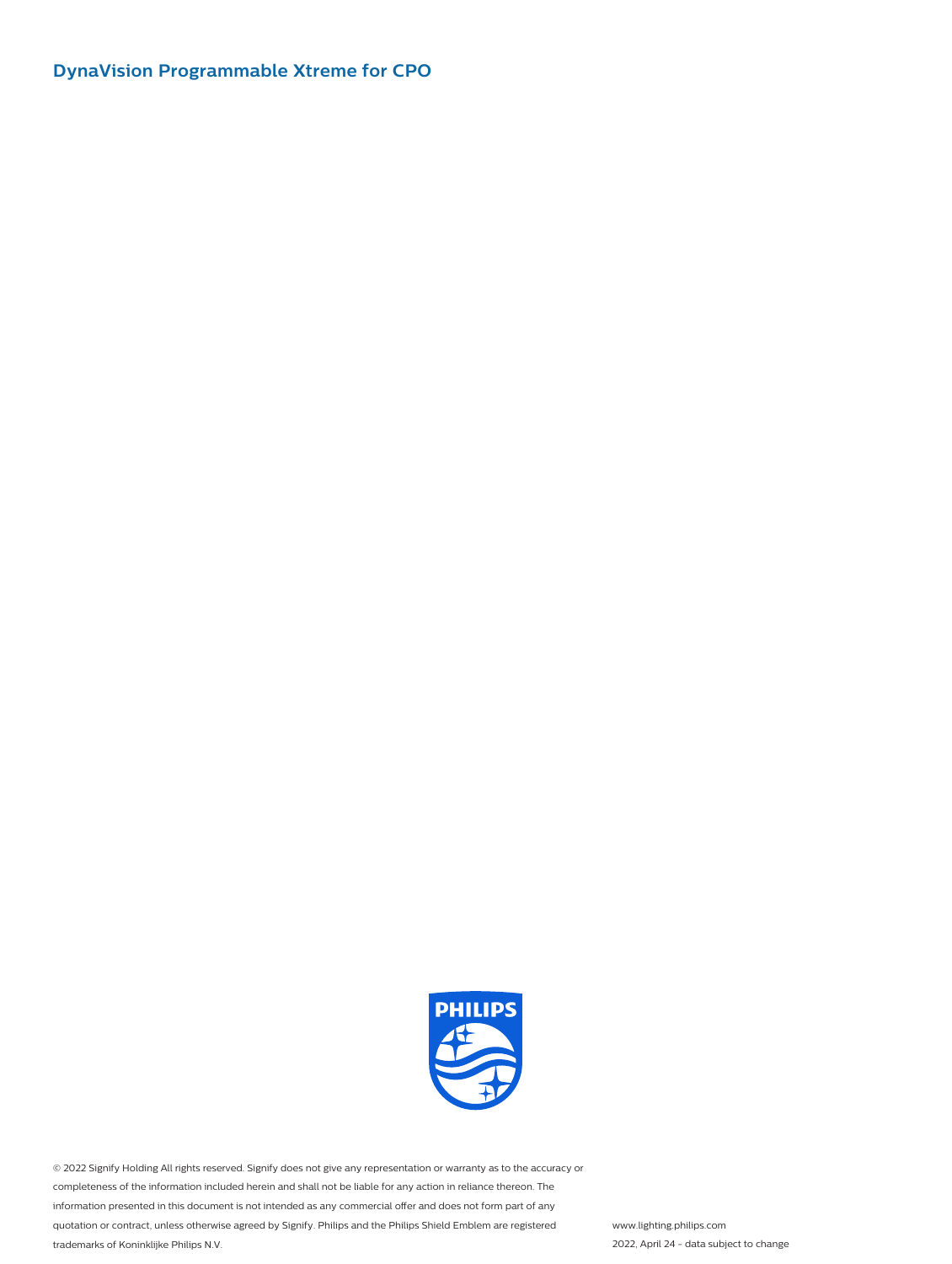© 2022 Signify Holding All rights reserved. Signify does not give any representation or warranty as to the accuracy or completeness of the information included herein and shall not be liable for any action in reliance thereon. The information presented in this document is not intended as any commercial offer and does not form part of any quotation or contract, unless otherwise agreed by Signify. Philips and the Philips Shield Emblem are registered trademarks of Koninklijke Philips N.V.

www.lighting.philips.com

2022, April 24 - data subject to change